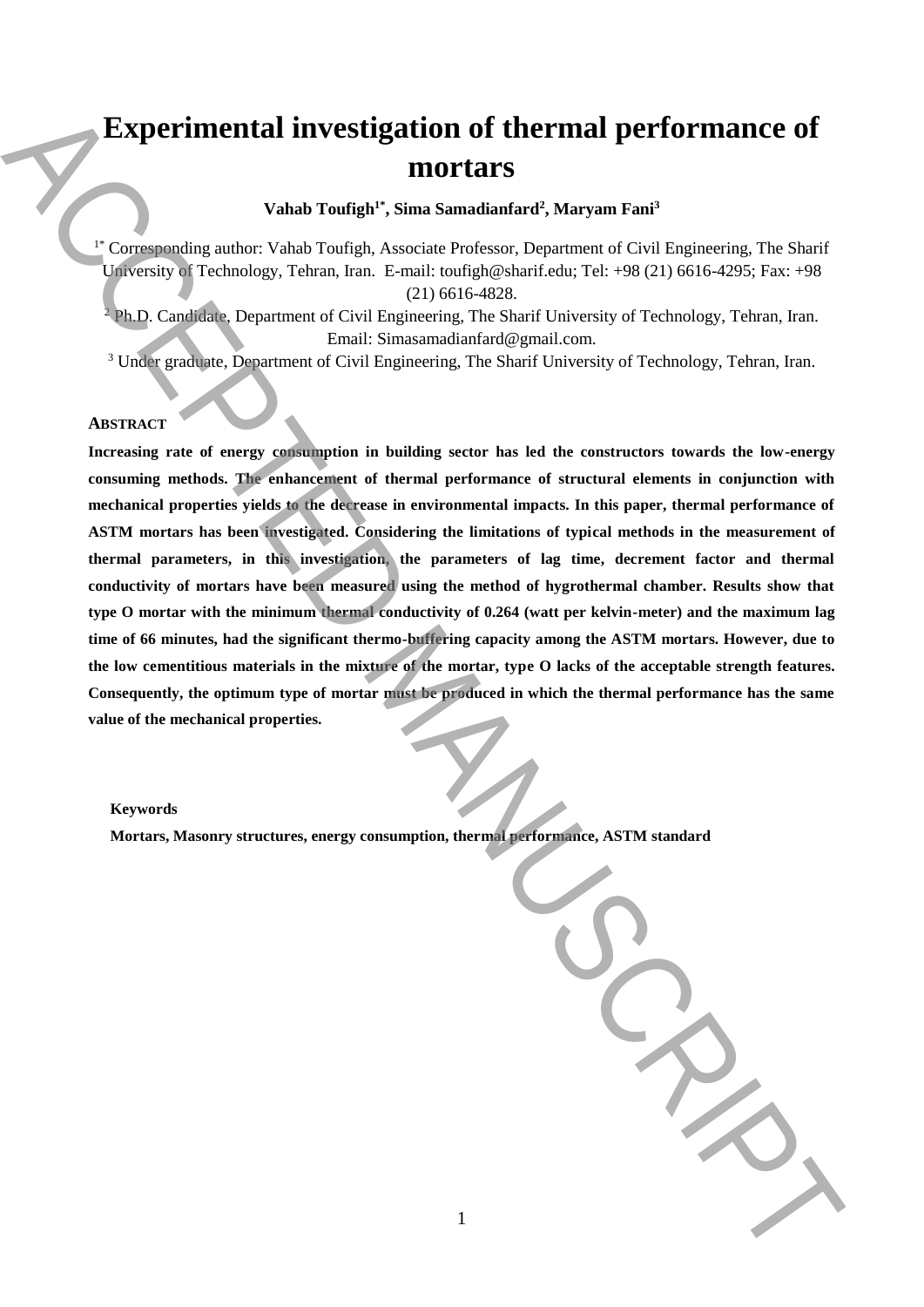# Experimental investigation of thermal performance of mortars

**Vahab Toufigh[1*], Sima Samadianfard[2], Maryam Fani[3]**

[1*] Corresponding author: Vahab Toufigh, Associate Professor, Department of Civil Engineering, The Sharif University of Technology, Tehran, Iran. E-mail: toufigh@sharif.edu; Tel: +98 (21) 6616-4295; Fax: +98 (21) 6616-4828.

[2] Ph.D. Candidate, Department of Civil Engineering, The Sharif University of Technology, Tehran, Iran. Email: Simasamadianfard@gmail.com.

[3] Under graduate, Department of Civil Engineering, The Sharif University of Technology, Tehran, Iran.

## Abstract

**Increasing rate of energy consumption in building sector has led the constructors towards the low-energy consuming methods. The enhancement of thermal performance of structural elements in conjunction with mechanical properties yields to the decrease in environmental impacts. In this paper, thermal performance of ASTM mortars has been investigated. Considering the limitations of typical methods in the measurement of thermal parameters, in this investigation, the parameters of lag time, decrement factor and thermal conductivity of mortars have been measured using the method of hygrothermal chamber. Results show that type O mortar with the minimum thermal conductivity of 0.264 (watt per kelvin-meter) and the maximum lag time of 66 minutes, had the significant thermo-buffering capacity among the ASTM mortars. However, due to the low cementitious materials in the mixture of the mortar, type O lacks of the acceptable strength features. Consequently, the optimum type of mortar must be produced in which the thermal performance has the same value of the mechanical properties.**

**Keywords**

**Mortars, Masonry structures, energy consumption, thermal performance, ASTM standard**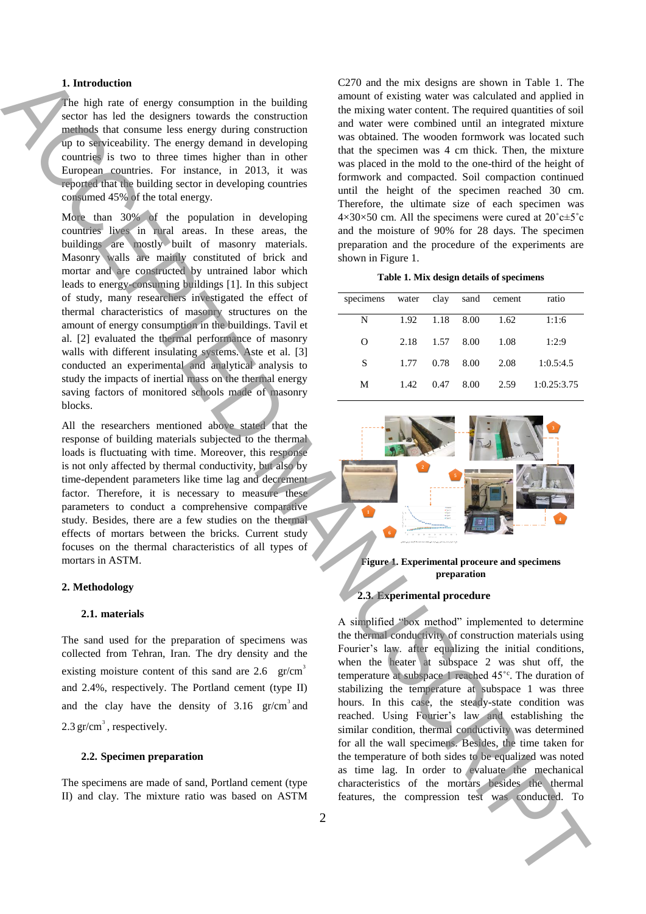## 1. Introduction

The high rate of energy consumption in the building sector has led the designers towards the construction methods that consume less energy during construction up to serviceability. The energy demand in developing countries is two to three times higher than in other European countries. For instance, in 2013, it was reported that the building sector in developing countries consumed 45% of the total energy.

More than 30% of the population in developing countries lives in rural areas. In these areas, the buildings are mostly built of masonry materials. Masonry walls are mainly constituted of brick and mortar and are constructed by untrained labor which leads to energy-consuming buildings [1]. In this subject of study, many researchers investigated the effect of thermal characteristics of masonry structures on the amount of energy consumption in the buildings. Tavil et al. [2] evaluated the thermal performance of masonry walls with different insulating systems. Aste et al. [3] conducted an experimental and analytical analysis to study the impacts of inertial mass on the thermal energy saving factors of monitored schools made of masonry blocks.

All the researchers mentioned above stated that the response of building materials subjected to the thermal loads is fluctuating with time. Moreover, this response is not only affected by thermal conductivity, but also by time-dependent parameters like time lag and decrement factor. Therefore, it is necessary to measure these parameters to conduct a comprehensive comparative study. Besides, there are a few studies on the thermal effects of mortars between the bricks. Current study focuses on the thermal characteristics of all types of mortars in ASTM.

## 2. Methodology

### 2.1. materials

The sand used for the preparation of specimens was collected from Tehran, Iran. The dry density and the existing moisture content of this sand are 2.6 $gr/cm^3$ and 2.4%, respectively. The Portland cement (type II) and the clay have the density of 3.16 $gr/cm^3$ and 2.3 $gr/cm^3$, respectively.

### 2.2. Specimen preparation

The specimens are made of sand, Portland cement (type II) and clay. The mixture ratio was based on ASTM C270 and the mix designs are shown in Table 1. The amount of existing water was calculated and applied in the mixing water content. The required quantities of soil and water were combined until an integrated mixture was obtained. The wooden formwork was located such that the specimen was 4 cm thick. Then, the mixture was placed in the mold to the one-third of the height of formwork and compacted. Soil compaction continued until the height of the specimen reached 30 cm. Therefore, the ultimate size of each specimen was 4×30×50 cm. All the specimens were cured at 20˚c±5˚c and the moisture of 90% for 28 days. The specimen preparation and the procedure of the experiments are shown in Figure 1.

**Table 1. Mix design details of specimens**

| specimens | water | clay | sand | cement | ratio |
|---|---|---|---|---|---|
| N | 1.92 | 1.18 | 8.00 | 1.62 | 1:1:6 |
| O | 2.18 | 1.57 | 8.00 | 1.08 | 1:2:9 |
| S | 1.77 | 0.78 | 8.00 | 2.08 | 1:0.5:4.5 |
| M | 1.42 | 0.47 | 8.00 | 2.59 | 1:0.25:3.75 |

**Figure 1. Experimental proceure and specimens preparation**

### 2.3. Experimental procedure

A simplified "box method" implemented to determine the thermal conductivity of construction materials using Fourier's law. after equalizing the initial conditions, when the heater at subspace 2 was shut off, the temperature at subspace 1 reached 45˚c. The duration of stabilizing the temperature at subspace 1 was three hours. In this case, the steady-state condition was reached. Using Fourier's law and establishing the similar condition, thermal conductivity was determined for all the wall specimens. Besides, the time taken for the temperature of both sides to be equalized was noted as time lag. In order to evaluate the mechanical characteristics of the mortars besides the thermal features, the compression test was conducted. To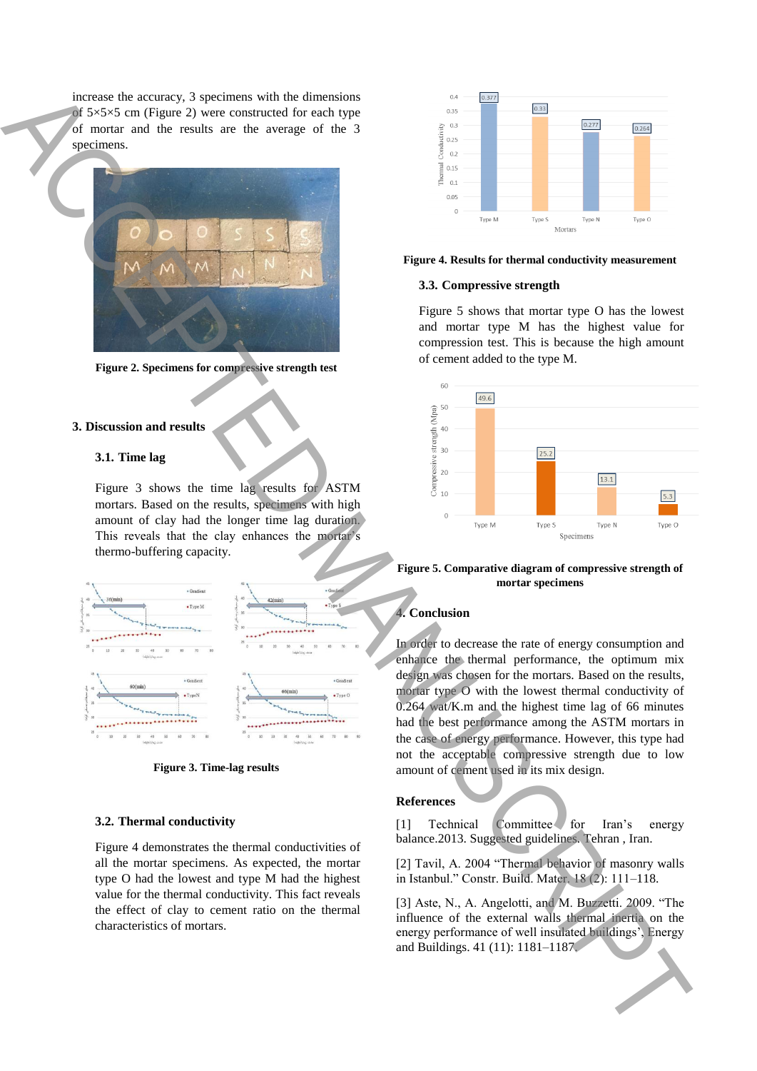increase the accuracy, 3 specimens with the dimensions of 5×5×5 cm (Figure 2) were constructed for each type of mortar and the results are the average of the 3 specimens.

**Figure 2. Specimens for compressive strength test**

## 3. Discussion and results

### 3.1. Time lag

Figure 3 shows the time lag results for ASTM mortars. Based on the results, specimens with high amount of clay had the longer time lag duration. This reveals that the clay enhances the mortar's thermo-buffering capacity.

36(min)
Gradient
Type M

42(min)
Gradient
Type S

60(min)
Gradient
TypeN

66(min)
Gradient
Type O

**Figure 3. Time-lag results**

### 3.2. Thermal conductivity

Figure 4 demonstrates the thermal conductivities of all the mortar specimens. As expected, the mortar type O had the lowest and type M had the highest value for the thermal conductivity. This fact reveals the effect of clay to cement ratio on the thermal characteristics of mortars.

Thermal Conductivity
0.377
0.33
0.277
0.264
Type M
Type S
Type N
Type O
Mortars

**Figure 4. Results for thermal conductivity measurement**

### 3.3. Compressive strength

Figure 5 shows that mortar type O has the lowest and mortar type M has the highest value for compression test. This is because the high amount of cement added to the type M.

Compressive strength (Mpa)
49.6
25.2
13.1
5.3
Type M
Type S
Type N
Type O
Specimens

**Figure 5. Comparative diagram of compressive strength of mortar specimens**

## 4. Conclusion

In order to decrease the rate of energy consumption and enhance the thermal performance, the optimum mix design was chosen for the mortars. Based on the results, mortar type O with the lowest thermal conductivity of 0.264 wat/K.m and the highest time lag of 66 minutes had the best performance among the ASTM mortars in the case of energy performance. However, this type had not the acceptable compressive strength due to low amount of cement used in its mix design.

## References

[1] Technical Committee for Iran's energy balance.2013. Suggested guidelines. Tehran , Iran.

[2] Tavil, A. 2004 "Thermal behavior of masonry walls in Istanbul." Constr. Build. Mater. 18 (2): 111–118.

[3] Aste, N., A. Angelotti, and M. Buzzetti. 2009. "The influence of the external walls thermal inertia on the energy performance of well insulated buildings", Energy and Buildings. 41 (11): 1181–1187.